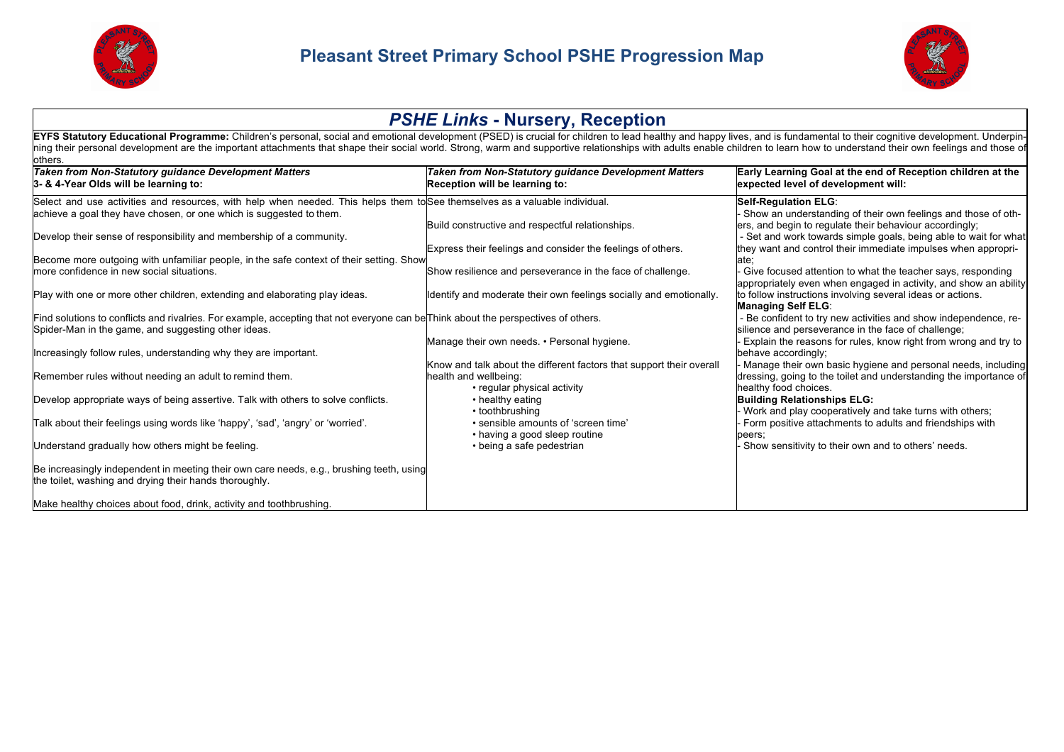# Pleasant Street Primary School PSHE Progression Map

## *PSHE Links* - Nursery, Reception

**EYFS Statutory Educational Programme:** Children's personal, social and emotional development (PSED) is crucial for children to lead healthy and happy lives, and is fundamental to their cognitive development. Underpinning their personal development are the important attachments that shape their social world. Strong, warm and supportive relationships with adults enable children to learn how to understand their own feelings and those of others.

| ***Taken from Non-Statutory guidance Development Matters*** **3- & 4-Year Olds will be learning to:** | ***Taken from Non-Statutory guidance Development Matters*** **Reception will be learning to:** | **Early Learning Goal at the end of Reception children at the expected level of development will:** |
|---|---|---|
| Select and use activities and resources, with help when needed. This helps them to achieve a goal they have chosen, or one which is suggested to them.<br><br>Develop their sense of responsibility and membership of a community.<br><br>Become more outgoing with unfamiliar people, in the safe context of their setting. Show more confidence in new social situations.<br><br>Play with one or more other children, extending and elaborating play ideas.<br><br>Find solutions to conflicts and rivalries. For example, accepting that not everyone can be Spider-Man in the game, and suggesting other ideas.<br><br>Increasingly follow rules, understanding why they are important.<br><br>Remember rules without needing an adult to remind them.<br><br>Develop appropriate ways of being assertive. Talk with others to solve conflicts.<br><br>Talk about their feelings using words like 'happy', 'sad', 'angry' or 'worried'.<br><br>Understand gradually how others might be feeling.<br><br>Be increasingly independent in meeting their own care needs, e.g., brushing teeth, using the toilet, washing and drying their hands thoroughly.<br><br>Make healthy choices about food, drink, activity and toothbrushing. | See themselves as a valuable individual.<br><br>Build constructive and respectful relationships.<br><br>Express their feelings and consider the feelings of others.<br><br>Show resilience and perseverance in the face of challenge.<br><br>Identify and moderate their own feelings socially and emotionally.<br><br>Think about the perspectives of others.<br><br>Manage their own needs. • Personal hygiene.<br><br>Know and talk about the different factors that support their overall health and wellbeing:<br>• regular physical activity<br>• healthy eating<br>• toothbrushing<br>• sensible amounts of 'screen time'<br>• having a good sleep routine<br>• being a safe pedestrian | **Self-Regulation ELG**:<br>- Show an understanding of their own feelings and those of others, and begin to regulate their behaviour accordingly;<br>- Set and work towards simple goals, being able to wait for what they want and control their immediate impulses when appropriate;<br>- Give focused attention to what the teacher says, responding appropriately even when engaged in activity, and show an ability to follow instructions involving several ideas or actions.<br>**Managing Self ELG**:<br>- Be confident to try new activities and show independence, resilience and perseverance in the face of challenge;<br>- Explain the reasons for rules, know right from wrong and try to behave accordingly;<br>- Manage their own basic hygiene and personal needs, including dressing, going to the toilet and understanding the importance of healthy food choices.<br>**Building Relationships ELG:**<br>- Work and play cooperatively and take turns with others;<br>- Form positive attachments to adults and friendships with peers;<br>- Show sensitivity to their own and to others' needs. |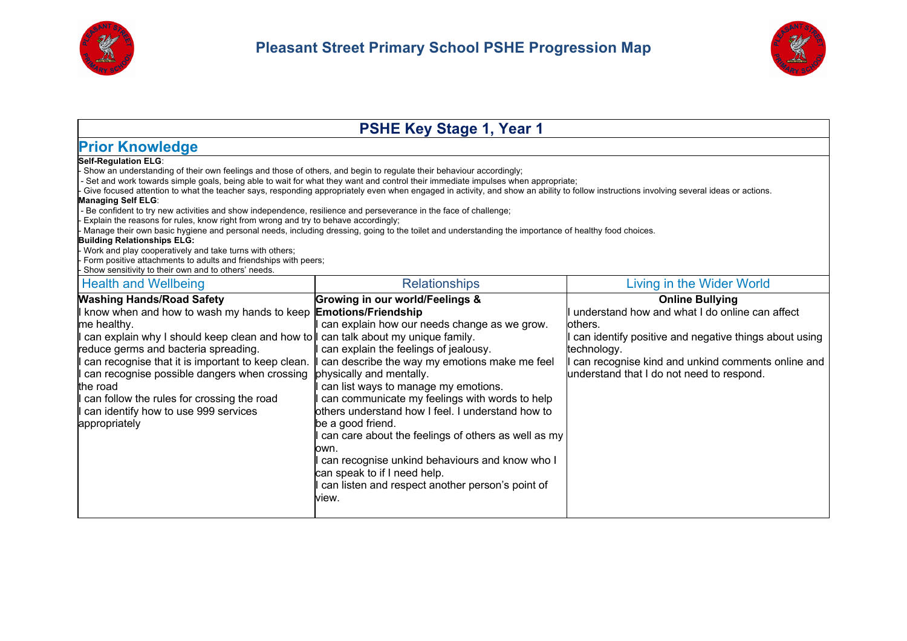# Pleasant Street Primary School PSHE Progression Map

## PSHE Key Stage 1, Year 1

### Prior Knowledge

**Self-Regulation ELG**:
- Show an understanding of their own feelings and those of others, and begin to regulate their behaviour accordingly;
- Set and work towards simple goals, being able to wait for what they want and control their immediate impulses when appropriate;
- Give focused attention to what the teacher says, responding appropriately even when engaged in activity, and show an ability to follow instructions involving several ideas or actions.

**Managing Self ELG**:
- Be confident to try new activities and show independence, resilience and perseverance in the face of challenge;
- Explain the reasons for rules, know right from wrong and try to behave accordingly;
- Manage their own basic hygiene and personal needs, including dressing, going to the toilet and understanding the importance of healthy food choices.

**Building Relationships ELG:**
- Work and play cooperatively and take turns with others;
- Form positive attachments to adults and friendships with peers;
- Show sensitivity to their own and to others' needs.

| Health and Wellbeing | Relationships | Living in the Wider World |
|---|---|---|
| **Washing Hands/Road Safety**<br>I know when and how to wash my hands to keep me healthy.<br>I can explain why I should keep clean and how to reduce germs and bacteria spreading.<br>I can recognise that it is important to keep clean.<br>I can recognise possible dangers when crossing the road<br>I can follow the rules for crossing the road<br>I can identify how to use 999 services appropriately | **Growing in our world/Feelings & Emotions/Friendship**<br>I can explain how our needs change as we grow.<br>I can talk about my unique family.<br>I can explain the feelings of jealousy.<br>I can describe the way my emotions make me feel physically and mentally.<br>I can list ways to manage my emotions.<br>I can communicate my feelings with words to help others understand how I feel. I understand how to be a good friend.<br>I can care about the feelings of others as well as my own.<br>I can recognise unkind behaviours and know who I can speak to if I need help.<br>I can listen and respect another person's point of view. | **Online Bullying**<br>I understand how and what I do online can affect others.<br>I can identify positive and negative things about using technology.<br>I can recognise kind and unkind comments online and understand that I do not need to respond. |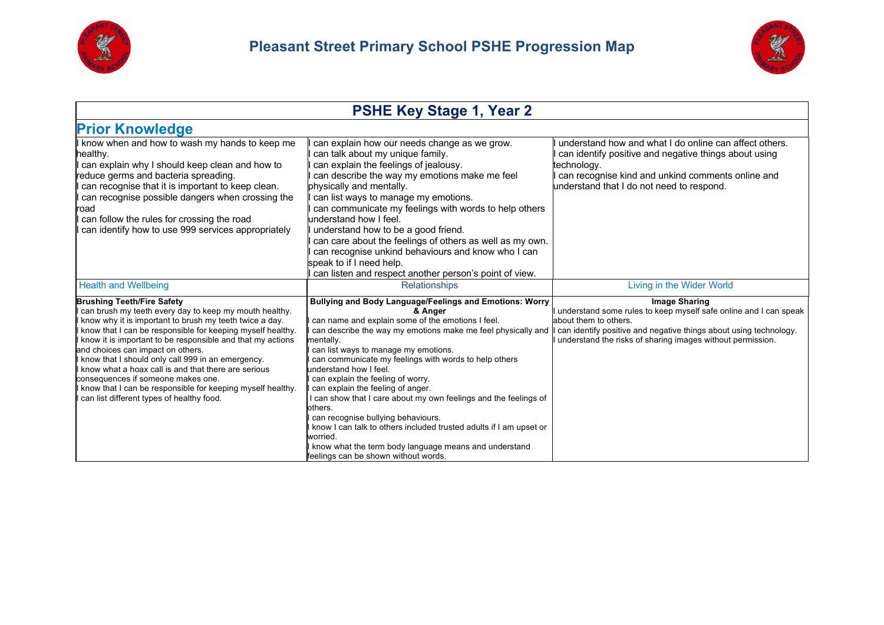# Pleasant Street Primary School PSHE Progression Map

## PSHE Key Stage 1, Year 2

### Prior Knowledge

| | | |
|---|---|---|
| I know when and how to wash my hands to keep me healthy.<br>I can explain why I should keep clean and how to reduce germs and bacteria spreading.<br>I can recognise that it is important to keep clean.<br>I can recognise possible dangers when crossing the road<br>I can follow the rules for crossing the road<br>I can identify how to use 999 services appropriately | I can explain how our needs change as we grow.<br>I can talk about my unique family.<br>I can explain the feelings of jealousy.<br>I can describe the way my emotions make me feel physically and mentally.<br>I can list ways to manage my emotions.<br>I can communicate my feelings with words to help others understand how I feel.<br>I understand how to be a good friend.<br>I can care about the feelings of others as well as my own.<br>I can recognise unkind behaviours and know who I can speak to if I need help.<br>I can listen and respect another person's point of view. | I understand how and what I do online can affect others.<br>I can identify positive and negative things about using technology.<br>I can recognise kind and unkind comments online and understand that I do not need to respond. |
| **Health and Wellbeing** | **Relationships** | **Living in the Wider World** |
| **Brushing Teeth/Fire Safety**<br>I can brush my teeth every day to keep my mouth healthy.<br>I know why it is important to brush my teeth twice a day.<br>I know that I can be responsible for keeping myself healthy.<br>I know it is important to be responsible and that my actions and choices can impact on others.<br>I know that I should only call 999 in an emergency.<br>I know what a hoax call is and that there are serious consequences if someone makes one.<br>I know that I can be responsible for keeping myself healthy.<br>I can list different types of healthy food. | **Bullying and Body Language/Feelings and Emotions: Worry & Anger**<br>I can name and explain some of the emotions I feel.<br>I can describe the way my emotions make me feel physically and mentally.<br>I can list ways to manage my emotions.<br>I can communicate my feelings with words to help others understand how I feel.<br>I can explain the feeling of worry.<br>I can explain the feeling of anger.<br>I can show that I care about my own feelings and the feelings of others.<br>I can recognise bullying behaviours.<br>I know I can talk to others included trusted adults if I am upset or worried.<br>I know what the term body language means and understand feelings can be shown without words. | **Image Sharing**<br>I understand some rules to keep myself safe online and I can speak about them to others.<br>I can identify positive and negative things about using technology.<br>I understand the risks of sharing images without permission. |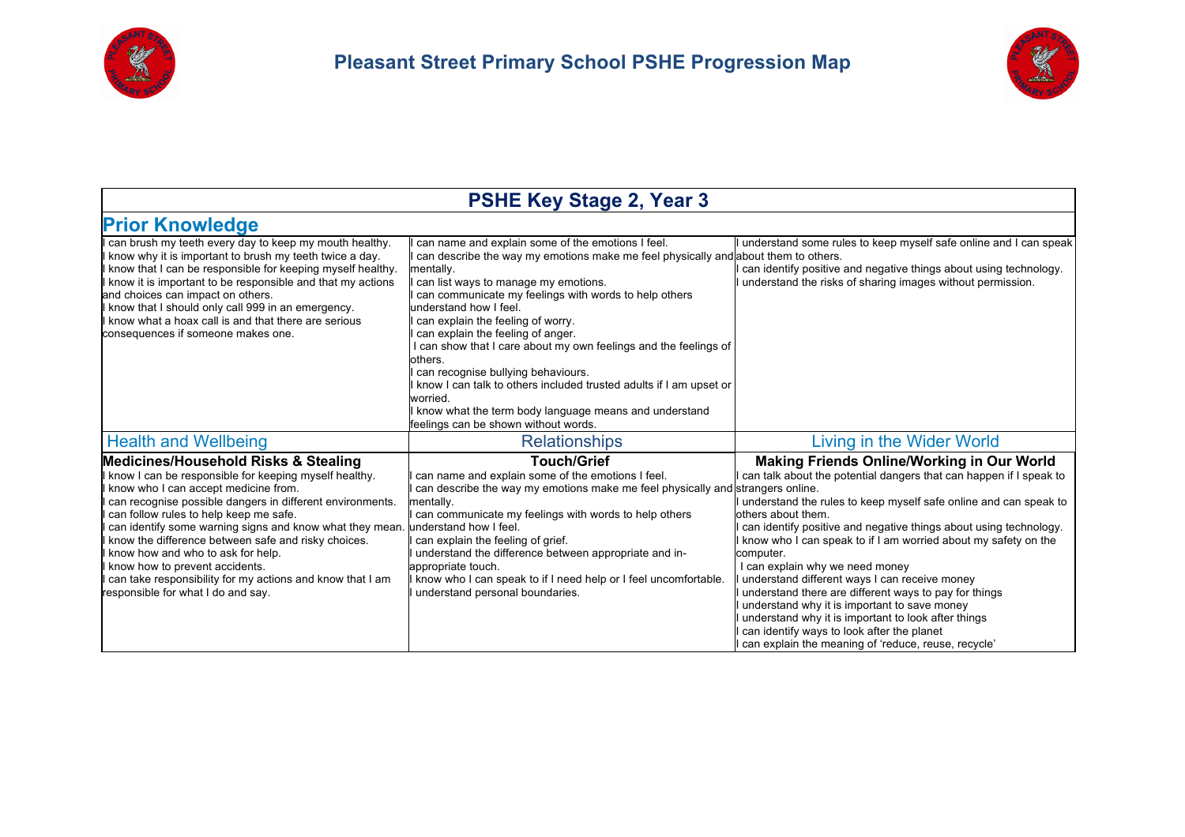# Pleasant Street Primary School PSHE Progression Map

## PSHE Key Stage 2, Year 3

### Prior Knowledge

| | | |
|---|---|---|
| I can brush my teeth every day to keep my mouth healthy.<br>I know why it is important to brush my teeth twice a day.<br>I know that I can be responsible for keeping myself healthy.<br>I know it is important to be responsible and that my actions and choices can impact on others.<br>I know that I should only call 999 in an emergency.<br>I know what a hoax call is and that there are serious consequences if someone makes one. | I can name and explain some of the emotions I feel.<br>I can describe the way my emotions make me feel physically and mentally.<br>I can list ways to manage my emotions.<br>I can communicate my feelings with words to help others understand how I feel.<br>I can explain the feeling of worry.<br>I can explain the feeling of anger.<br>I can show that I care about my own feelings and the feelings of others.<br>I can recognise bullying behaviours.<br>I know I can talk to others included trusted adults if I am upset or worried.<br>I know what the term body language means and understand feelings can be shown without words. | I understand some rules to keep myself safe online and I can speak about them to others.<br>I can identify positive and negative things about using technology.<br>I understand the risks of sharing images without permission. |

| Health and Wellbeing | Relationships | Living in the Wider World |
|---|---|---|
| **Medicines/Household Risks & Stealing** | **Touch/Grief** | **Making Friends Online/Working in Our World** |
| I know I can be responsible for keeping myself healthy.<br>I know who I can accept medicine from.<br>I can recognise possible dangers in different environments.<br>I can follow rules to help keep me safe.<br>I can identify some warning signs and know what they mean.<br>I know the difference between safe and risky choices.<br>I know how and who to ask for help.<br>I know how to prevent accidents.<br>I can take responsibility for my actions and know that I am responsible for what I do and say. | I can name and explain some of the emotions I feel.<br>I can describe the way my emotions make me feel physically and mentally.<br>I can communicate my feelings with words to help others understand how I feel.<br>I can explain the feeling of grief.<br>I understand the difference between appropriate and in-appropriate touch.<br>I know who I can speak to if I need help or I feel uncomfortable.<br>I understand personal boundaries. | I can talk about the potential dangers that can happen if I speak to strangers online.<br>I understand the rules to keep myself safe online and can speak to others about them.<br>I can identify positive and negative things about using technology.<br>I know who I can speak to if I am worried about my safety on the computer.<br>I can explain why we need money<br>I understand different ways I can receive money<br>I understand there are different ways to pay for things<br>I understand why it is important to save money<br>I understand why it is important to look after things<br>I can identify ways to look after the planet<br>I can explain the meaning of 'reduce, reuse, recycle' |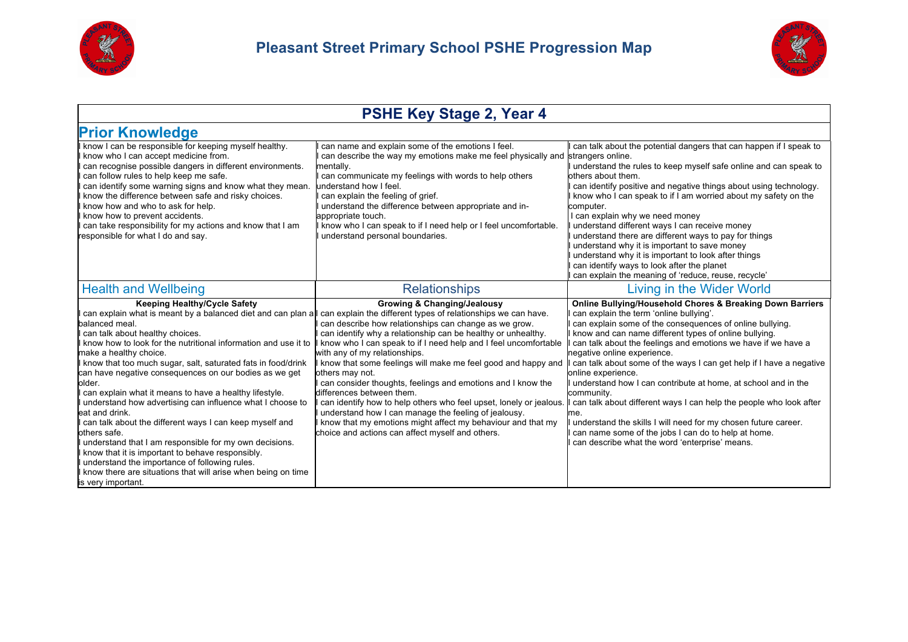# Pleasant Street Primary School PSHE Progression Map

## PSHE Key Stage 2, Year 4

### Prior Knowledge

| | | |
|---|---|---|
| I know I can be responsible for keeping myself healthy.<br>I know who I can accept medicine from.<br>I can recognise possible dangers in different environments.<br>I can follow rules to help keep me safe.<br>I can identify some warning signs and know what they mean.<br>I know the difference between safe and risky choices.<br>I know how and who to ask for help.<br>I know how to prevent accidents.<br>I can take responsibility for my actions and know that I am responsible for what I do and say. | I can name and explain some of the emotions I feel.<br>I can describe the way my emotions make me feel physically and mentally.<br>I can communicate my feelings with words to help others understand how I feel.<br>I can explain the feeling of grief.<br>I understand the difference between appropriate and in-appropriate touch.<br>I know who I can speak to if I need help or I feel uncomfortable.<br>I understand personal boundaries. | I can talk about the potential dangers that can happen if I speak to strangers online.<br>I understand the rules to keep myself safe online and can speak to others about them.<br>I can identify positive and negative things about using technology.<br>I know who I can speak to if I am worried about my safety on the computer.<br>I can explain why we need money<br>I understand different ways I can receive money<br>I understand there are different ways to pay for things<br>I understand why it is important to save money<br>I understand why it is important to look after things<br>I can identify ways to look after the planet<br>I can explain the meaning of 'reduce, reuse, recycle' |

| Health and Wellbeing | Relationships | Living in the Wider World |
|---|---|---|
| **Keeping Healthy/Cycle Safety** | **Growing & Changing/Jealousy** | **Online Bullying/Household Chores & Breaking Down Barriers** |
| I can explain what is meant by a balanced diet and can plan a balanced meal.<br>I can talk about healthy choices.<br>I know how to look for the nutritional information and use it to make a healthy choice.<br>I know that too much sugar, salt, saturated fats in food/drink can have negative consequences on our bodies as we get older.<br>I can explain what it means to have a healthy lifestyle.<br>I understand how advertising can influence what I choose to eat and drink.<br>I can talk about the different ways I can keep myself and others safe.<br>I understand that I am responsible for my own decisions.<br>I know that it is important to behave responsibly.<br>I understand the importance of following rules.<br>I know there are situations that will arise when being on time is very important. | I can explain the different types of relationships we can have.<br>I can describe how relationships can change as we grow.<br>I can identify why a relationship can be healthy or unhealthy.<br>I know who I can speak to if I need help and I feel uncomfortable with any of my relationships.<br>I know that some feelings will make me feel good and happy and others may not.<br>I can consider thoughts, feelings and emotions and I know the differences between them.<br>I can identify how to help others who feel upset, lonely or jealous.<br>I understand how I can manage the feeling of jealousy.<br>I know that my emotions might affect my behaviour and that my choice and actions can affect myself and others. | I can explain the term 'online bullying'.<br>I can explain some of the consequences of online bullying.<br>I know and can name different types of online bullying.<br>I can talk about the feelings and emotions we have if we have a negative online experience.<br>I can talk about some of the ways I can get help if I have a negative online experience.<br>I understand how I can contribute at home, at school and in the community.<br>I can talk about different ways I can help the people who look after me.<br>I understand the skills I will need for my chosen future career.<br>I can name some of the jobs I can do to help at home.<br>I can describe what the word 'enterprise' means. |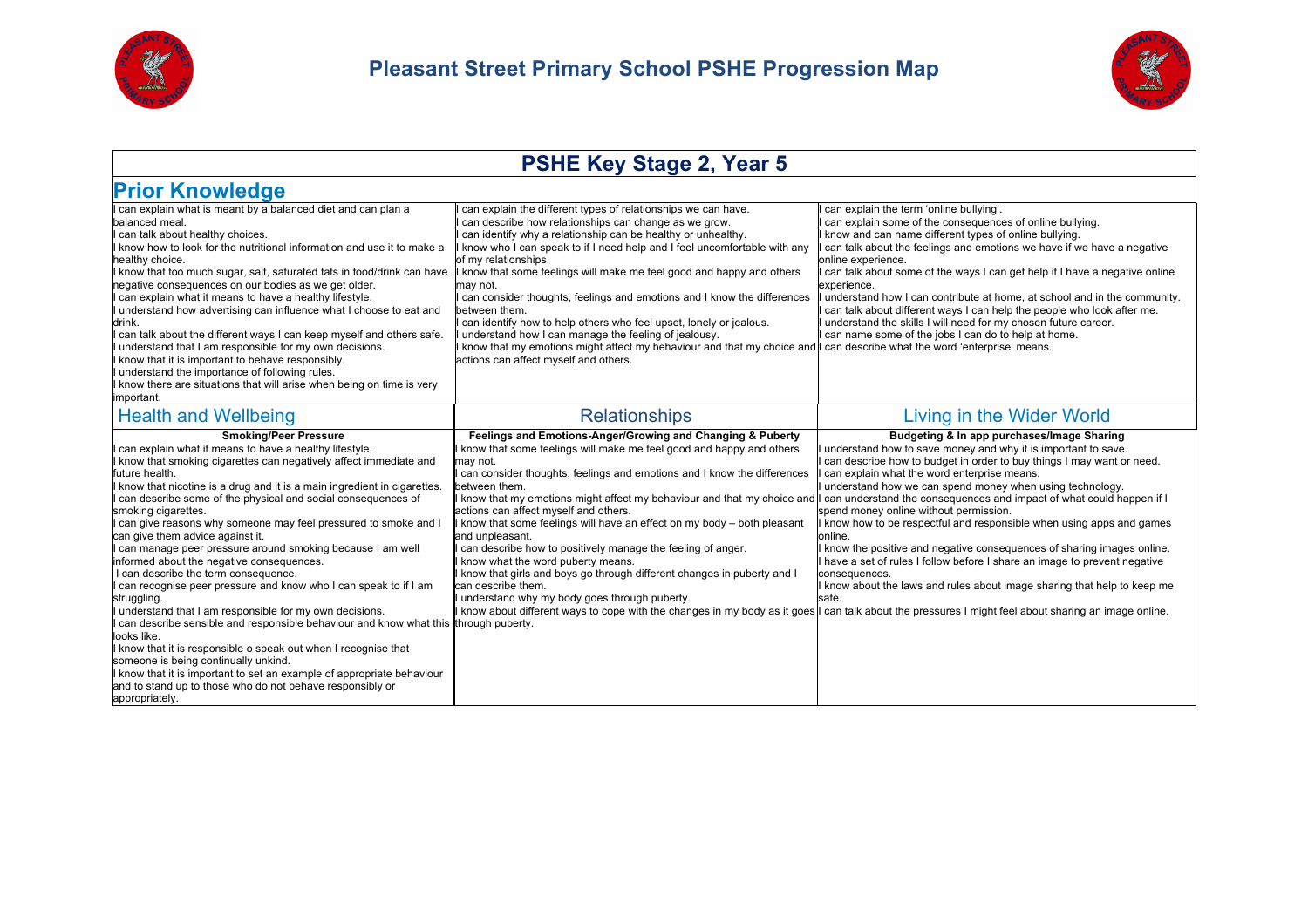# Pleasant Street Primary School PSHE Progression Map

## PSHE Key Stage 2, Year 5

### Prior Knowledge

| | | |
|---|---|---|
| I can explain what is meant by a balanced diet and can plan a balanced meal.<br>I can talk about healthy choices.<br>I know how to look for the nutritional information and use it to make a healthy choice.<br>I know that too much sugar, salt, saturated fats in food/drink can have negative consequences on our bodies as we get older.<br>I can explain what it means to have a healthy lifestyle.<br>I understand how advertising can influence what I choose to eat and drink.<br>I can talk about the different ways I can keep myself and others safe.<br>I understand that I am responsible for my own decisions.<br>I know that it is important to behave responsibly.<br>I understand the importance of following rules.<br>I know there are situations that will arise when being on time is very important. | I can explain the different types of relationships we can have.<br>I can describe how relationships can change as we grow.<br>I can identify why a relationship can be healthy or unhealthy.<br>I know who I can speak to if I need help and I feel uncomfortable with any of my relationships.<br>I know that some feelings will make me feel good and happy and others may not.<br>I can consider thoughts, feelings and emotions and I know the differences between them.<br>I can identify how to help others who feel upset, lonely or jealous.<br>I understand how I can manage the feeling of jealousy.<br>I know that my emotions might affect my behaviour and that my choice and actions can affect myself and others. | I can explain the term 'online bullying'.<br>I can explain some of the consequences of online bullying.<br>I know and can name different types of online bullying.<br>I can talk about the feelings and emotions we have if we have a negative online experience.<br>I can talk about some of the ways I can get help if I have a negative online experience.<br>I understand how I can contribute at home, at school and in the community.<br>I can talk about different ways I can help the people who look after me.<br>I understand the skills I will need for my chosen future career.<br>I can name some of the jobs I can do to help at home.<br>I can describe what the word 'enterprise' means. |

| Health and Wellbeing | Relationships | Living in the Wider World |
|---|---|---|
| **Smoking/Peer Pressure** | **Feelings and Emotions-Anger/Growing and Changing & Puberty** | **Budgeting & In app purchases/Image Sharing** |
| I can explain what it means to have a healthy lifestyle.<br>I know that smoking cigarettes can negatively affect immediate and future health.<br>I know that nicotine is a drug and it is a main ingredient in cigarettes.<br>I can describe some of the physical and social consequences of smoking cigarettes.<br>I can give reasons why someone may feel pressured to smoke and I can give them advice against it.<br>I can manage peer pressure around smoking because I am well informed about the negative consequences.<br>I can describe the term consequence.<br>I can recognise peer pressure and know who I can speak to if I am struggling.<br>I understand that I am responsible for my own decisions.<br>I can describe sensible and responsible behaviour and know what this looks like.<br>I know that it is responsible o speak out when I recognise that someone is being continually unkind.<br>I know that it is important to set an example of appropriate behaviour and to stand up to those who do not behave responsibly or appropriately. | I know that some feelings will make me feel good and happy and others may not.<br>I can consider thoughts, feelings and emotions and I know the differences between them.<br>I know that my emotions might affect my behaviour and that my choice and actions can affect myself and others.<br>I know that some feelings will have an effect on my body – both pleasant and unpleasant.<br>I can describe how to positively manage the feeling of anger.<br>I know what the word puberty means.<br>I know that girls and boys go through different changes in puberty and I can describe them.<br>I understand why my body goes through puberty.<br>I know about different ways to cope with the changes in my body as it goes through puberty. | I understand how to save money and why it is important to save.<br>I can describe how to budget in order to buy things I may want or need.<br>I can explain what the word enterprise means.<br>I understand how we can spend money when using technology.<br>I can understand the consequences and impact of what could happen if I spend money online without permission.<br>I know how to be respectful and responsible when using apps and games online.<br>I know the positive and negative consequences of sharing images online.<br>I have a set of rules I follow before I share an image to prevent negative consequences.<br>I know about the laws and rules about image sharing that help to keep me safe.<br>I can talk about the pressures I might feel about sharing an image online. |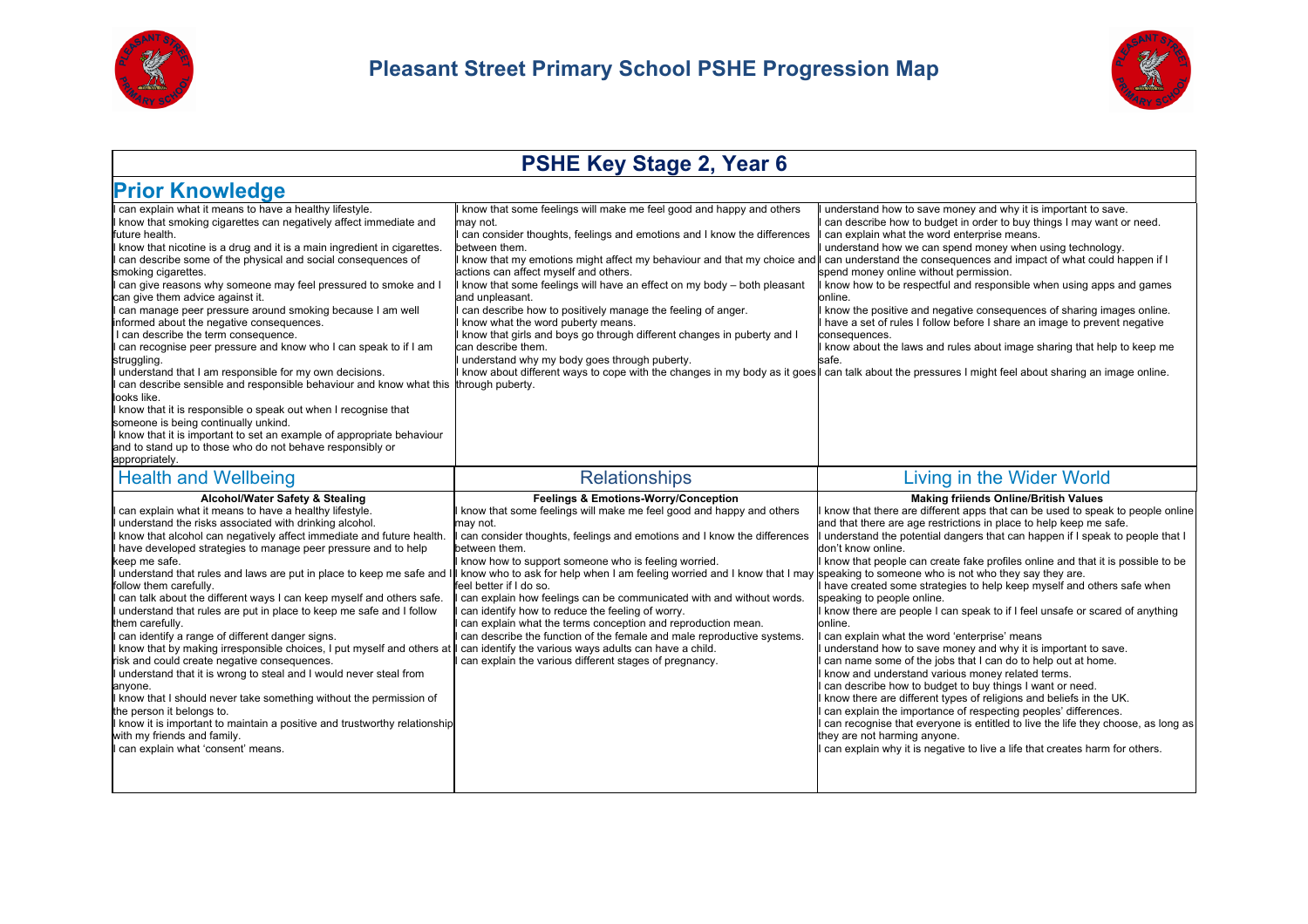# Pleasant Street Primary School PSHE Progression Map

## PSHE Key Stage 2, Year 6

### Prior Knowledge

| | | |
|---|---|---|
| I can explain what it means to have a healthy lifestyle.<br>I know that smoking cigarettes can negatively affect immediate and future health.<br>I know that nicotine is a drug and it is a main ingredient in cigarettes.<br>I can describe some of the physical and social consequences of smoking cigarettes.<br>I can give reasons why someone may feel pressured to smoke and I can give them advice against it.<br>I can manage peer pressure around smoking because I am well informed about the negative consequences.<br>I can describe the term consequence.<br>I can recognise peer pressure and know who I can speak to if I am struggling.<br>I understand that I am responsible for my own decisions.<br>I can describe sensible and responsible behaviour and know what this looks like.<br>I know that it is responsible o speak out when I recognise that someone is being continually unkind.<br>I know that it is important to set an example of appropriate behaviour and to stand up to those who do not behave responsibly or appropriately. | I know that some feelings will make me feel good and happy and others may not.<br>I can consider thoughts, feelings and emotions and I know the differences between them.<br>I know that my emotions might affect my behaviour and that my choice and actions can affect myself and others.<br>I know that some feelings will have an effect on my body – both pleasant and unpleasant.<br>I can describe how to positively manage the feeling of anger.<br>I know what the word puberty means.<br>I know that girls and boys go through different changes in puberty and I can describe them.<br>I understand why my body goes through puberty.<br>I know about different ways to cope with the changes in my body as it goes through puberty. | I understand how to save money and why it is important to save.<br>I can describe how to budget in order to buy things I may want or need.<br>I can explain what the word enterprise means.<br>I understand how we can spend money when using technology.<br>I can understand the consequences and impact of what could happen if I spend money online without permission.<br>I know how to be respectful and responsible when using apps and games online.<br>I know the positive and negative consequences of sharing images online.<br>I have a set of rules I follow before I share an image to prevent negative consequences.<br>I know about the laws and rules about image sharing that help to keep me safe.<br>I can talk about the pressures I might feel about sharing an image online. |

| Health and Wellbeing | Relationships | Living in the Wider World |
|---|---|---|
| **Alcohol/Water Safety & Stealing** | **Feelings & Emotions-Worry/Conception** | **Making friiends Online/British Values** |
| I can explain what it means to have a healthy lifestyle.<br>I understand the risks associated with drinking alcohol.<br>I know that alcohol can negatively affect immediate and future health.<br>I have developed strategies to manage peer pressure and to help keep me safe.<br>I understand that rules and laws are put in place to keep me safe and I follow them carefully.<br>I can talk about the different ways I can keep myself and others safe.<br>I understand that rules are put in place to keep me safe and I follow them carefully.<br>I can identify a range of different danger signs.<br>I know that by making irresponsible choices, I put myself and others at risk and could create negative consequences.<br>I understand that it is wrong to steal and I would never steal from anyone.<br>I know that I should never take something without the permission of the person it belongs to.<br>I know it is important to maintain a positive and trustworthy relationship with my friends and family.<br>I can explain what 'consent' means. | I know that some feelings will make me feel good and happy and others may not.<br>I can consider thoughts, feelings and emotions and I know the differences between them.<br>I know how to support someone who is feeling worried.<br>I know who to ask for help when I am feeling worried and I know that I may feel better if I do so.<br>I can explain how feelings can be communicated with and without words.<br>I can identify how to reduce the feeling of worry.<br>I can explain what the terms conception and reproduction mean.<br>I can describe the function of the female and male reproductive systems.<br>I can identify the various ways adults can have a child.<br>I can explain the various different stages of pregnancy. | I know that there are different apps that can be used to speak to people online and that there are age restrictions in place to help keep me safe.<br>I understand the potential dangers that can happen if I speak to people that I don't know online.<br>I know that people can create fake profiles online and that it is possible to be speaking to someone who is not who they say they are.<br>I have created some strategies to help keep myself and others safe when speaking to people online.<br>I know there are people I can speak to if I feel unsafe or scared of anything online.<br>I can explain what the word 'enterprise' means<br>I understand how to save money and why it is important to save.<br>I can name some of the jobs that I can do to help out at home.<br>I know and understand various money related terms.<br>I can describe how to budget to buy things I want or need.<br>I know there are different types of religions and beliefs in the UK.<br>I can explain the importance of respecting peoples' differences.<br>I can recognise that everyone is entitled to live the life they choose, as long as they are not harming anyone.<br>I can explain why it is negative to live a life that creates harm for others. |